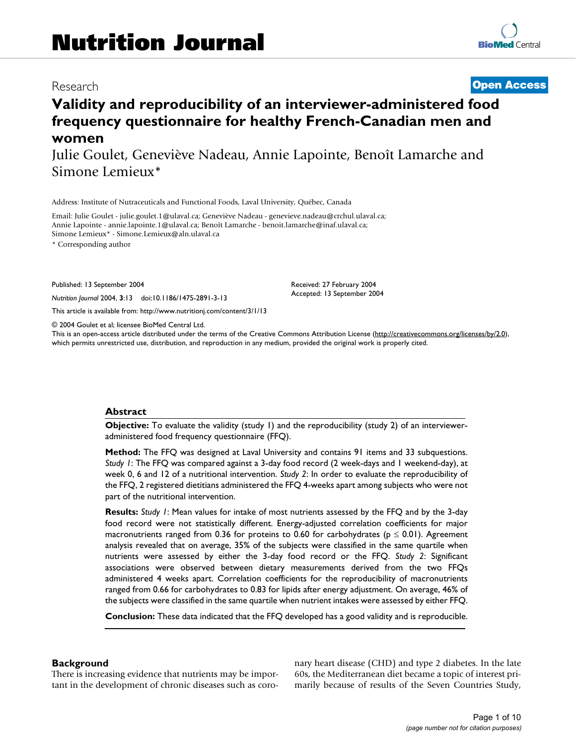# Nutrition Journal

Research

**Open Access**

# Validity and reproducibility of an interviewer-administered food frequency questionnaire for healthy French-Canadian men and women

Julie Goulet, Geneviève Nadeau, Annie Lapointe, Benoît Lamarche and Simone Lemieux*

Address: Institute of Nutraceuticals and Functional Foods, Laval University, Québec, Canada

Email: Julie Goulet - julie.goulet.1@ulaval.ca; Geneviève Nadeau - genevieve.nadeau@crchul.ulaval.ca; Annie Lapointe - annie.lapointe.1@ulaval.ca; Benoît Lamarche - benoit.lamarche@inaf.ulaval.ca; Simone Lemieux* - Simone.Lemieux@aln.ulaval.ca

\* Corresponding author

Published: 13 September 2004

*Nutrition Journal* 2004, **3**:13 doi:10.1186/1475-2891-3-13

Received: 27 February 2004
Accepted: 13 September 2004

This article is available from: http://www.nutritionj.com/content/3/1/13

© 2004 Goulet et al; licensee BioMed Central Ltd.
This is an open-access article distributed under the terms of the Creative Commons Attribution License (http://creativecommons.org/licenses/by/2.0), which permits unrestricted use, distribution, and reproduction in any medium, provided the original work is properly cited.

## Abstract

**Objective:** To evaluate the validity (study 1) and the reproducibility (study 2) of an interviewer-administered food frequency questionnaire (FFQ).

**Method:** The FFQ was designed at Laval University and contains 91 items and 33 subquestions. *Study 1*: The FFQ was compared against a 3-day food record (2 week-days and 1 weekend-day), at week 0, 6 and 12 of a nutritional intervention. *Study 2*: In order to evaluate the reproducibility of the FFQ, 2 registered dietitians administered the FFQ 4-weeks apart among subjects who were not part of the nutritional intervention.

**Results:** *Study 1*: Mean values for intake of most nutrients assessed by the FFQ and by the 3-day food record were not statistically different. Energy-adjusted correlation coefficients for major macronutrients ranged from 0.36 for proteins to 0.60 for carbohydrates ($p \leq 0.01$). Agreement analysis revealed that on average, 35% of the subjects were classified in the same quartile when nutrients were assessed by either the 3-day food record or the FFQ. *Study 2*: Significant associations were observed between dietary measurements derived from the two FFQs administered 4 weeks apart. Correlation coefficients for the reproducibility of macronutrients ranged from 0.66 for carbohydrates to 0.83 for lipids after energy adjustment. On average, 46% of the subjects were classified in the same quartile when nutrient intakes were assessed by either FFQ.

**Conclusion:** These data indicated that the FFQ developed has a good validity and is reproducible.

## Background

There is increasing evidence that nutrients may be important in the development of chronic diseases such as coronary heart disease (CHD) and type 2 diabetes. In the late 60s, the Mediterranean diet became a topic of interest primarily because of results of the Seven Countries Study,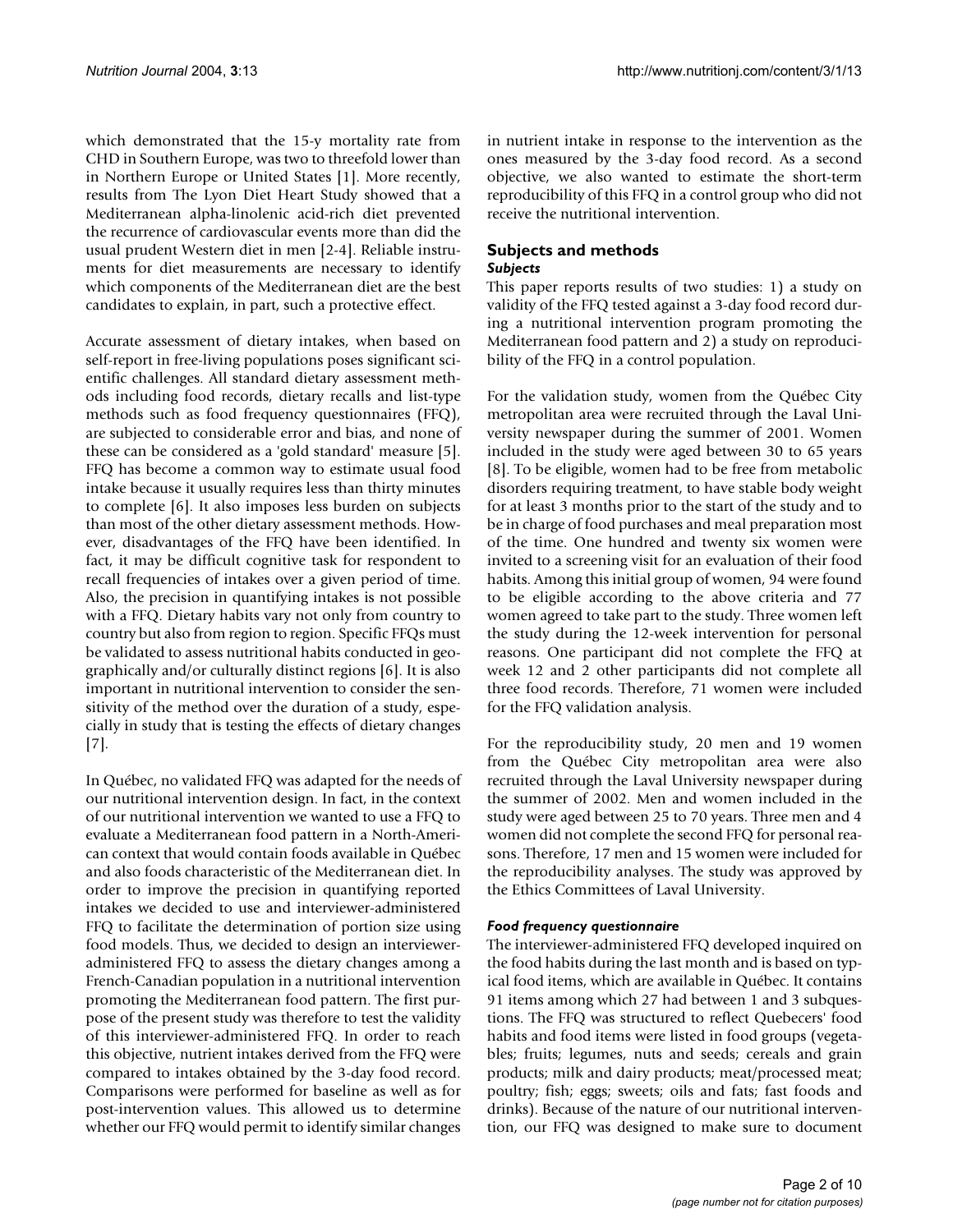which demonstrated that the 15-y mortality rate from CHD in Southern Europe, was two to threefold lower than in Northern Europe or United States [1]. More recently, results from The Lyon Diet Heart Study showed that a Mediterranean alpha-linolenic acid-rich diet prevented the recurrence of cardiovascular events more than did the usual prudent Western diet in men [2-4]. Reliable instruments for diet measurements are necessary to identify which components of the Mediterranean diet are the best candidates to explain, in part, such a protective effect.

Accurate assessment of dietary intakes, when based on self-report in free-living populations poses significant scientific challenges. All standard dietary assessment methods including food records, dietary recalls and list-type methods such as food frequency questionnaires (FFQ), are subjected to considerable error and bias, and none of these can be considered as a 'gold standard' measure [5]. FFQ has become a common way to estimate usual food intake because it usually requires less than thirty minutes to complete [6]. It also imposes less burden on subjects than most of the other dietary assessment methods. However, disadvantages of the FFQ have been identified. In fact, it may be difficult cognitive task for respondent to recall frequencies of intakes over a given period of time. Also, the precision in quantifying intakes is not possible with a FFQ. Dietary habits vary not only from country to country but also from region to region. Specific FFQs must be validated to assess nutritional habits conducted in geographically and/or culturally distinct regions [6]. It is also important in nutritional intervention to consider the sensitivity of the method over the duration of a study, especially in study that is testing the effects of dietary changes [7].

In Québec, no validated FFQ was adapted for the needs of our nutritional intervention design. In fact, in the context of our nutritional intervention we wanted to use a FFQ to evaluate a Mediterranean food pattern in a North-American context that would contain foods available in Québec and also foods characteristic of the Mediterranean diet. In order to improve the precision in quantifying reported intakes we decided to use and interviewer-administered FFQ to facilitate the determination of portion size using food models. Thus, we decided to design an interviewer-administered FFQ to assess the dietary changes among a French-Canadian population in a nutritional intervention promoting the Mediterranean food pattern. The first purpose of the present study was therefore to test the validity of this interviewer-administered FFQ. In order to reach this objective, nutrient intakes derived from the FFQ were compared to intakes obtained by the 3-day food record. Comparisons were performed for baseline as well as for post-intervention values. This allowed us to determine whether our FFQ would permit to identify similar changes in nutrient intake in response to the intervention as the ones measured by the 3-day food record. As a second objective, we also wanted to estimate the short-term reproducibility of this FFQ in a control group who did not receive the nutritional intervention.

## Subjects and methods

### *Subjects*

This paper reports results of two studies: 1) a study on validity of the FFQ tested against a 3-day food record during a nutritional intervention program promoting the Mediterranean food pattern and 2) a study on reproducibility of the FFQ in a control population.

For the validation study, women from the Québec City metropolitan area were recruited through the Laval University newspaper during the summer of 2001. Women included in the study were aged between 30 to 65 years [8]. To be eligible, women had to be free from metabolic disorders requiring treatment, to have stable body weight for at least 3 months prior to the start of the study and to be in charge of food purchases and meal preparation most of the time. One hundred and twenty six women were invited to a screening visit for an evaluation of their food habits. Among this initial group of women, 94 were found to be eligible according to the above criteria and 77 women agreed to take part to the study. Three women left the study during the 12-week intervention for personal reasons. One participant did not complete the FFQ at week 12 and 2 other participants did not complete all three food records. Therefore, 71 women were included for the FFQ validation analysis.

For the reproducibility study, 20 men and 19 women from the Québec City metropolitan area were also recruited through the Laval University newspaper during the summer of 2002. Men and women included in the study were aged between 25 to 70 years. Three men and 4 women did not complete the second FFQ for personal reasons. Therefore, 17 men and 15 women were included for the reproducibility analyses. The study was approved by the Ethics Committees of Laval University.

### *Food frequency questionnaire*

The interviewer-administered FFQ developed inquired on the food habits during the last month and is based on typical food items, which are available in Québec. It contains 91 items among which 27 had between 1 and 3 subquestions. The FFQ was structured to reflect Quebecers' food habits and food items were listed in food groups (vegetables; fruits; legumes, nuts and seeds; cereals and grain products; milk and dairy products; meat/processed meat; poultry; fish; eggs; sweets; oils and fats; fast foods and drinks). Because of the nature of our nutritional intervention, our FFQ was designed to make sure to document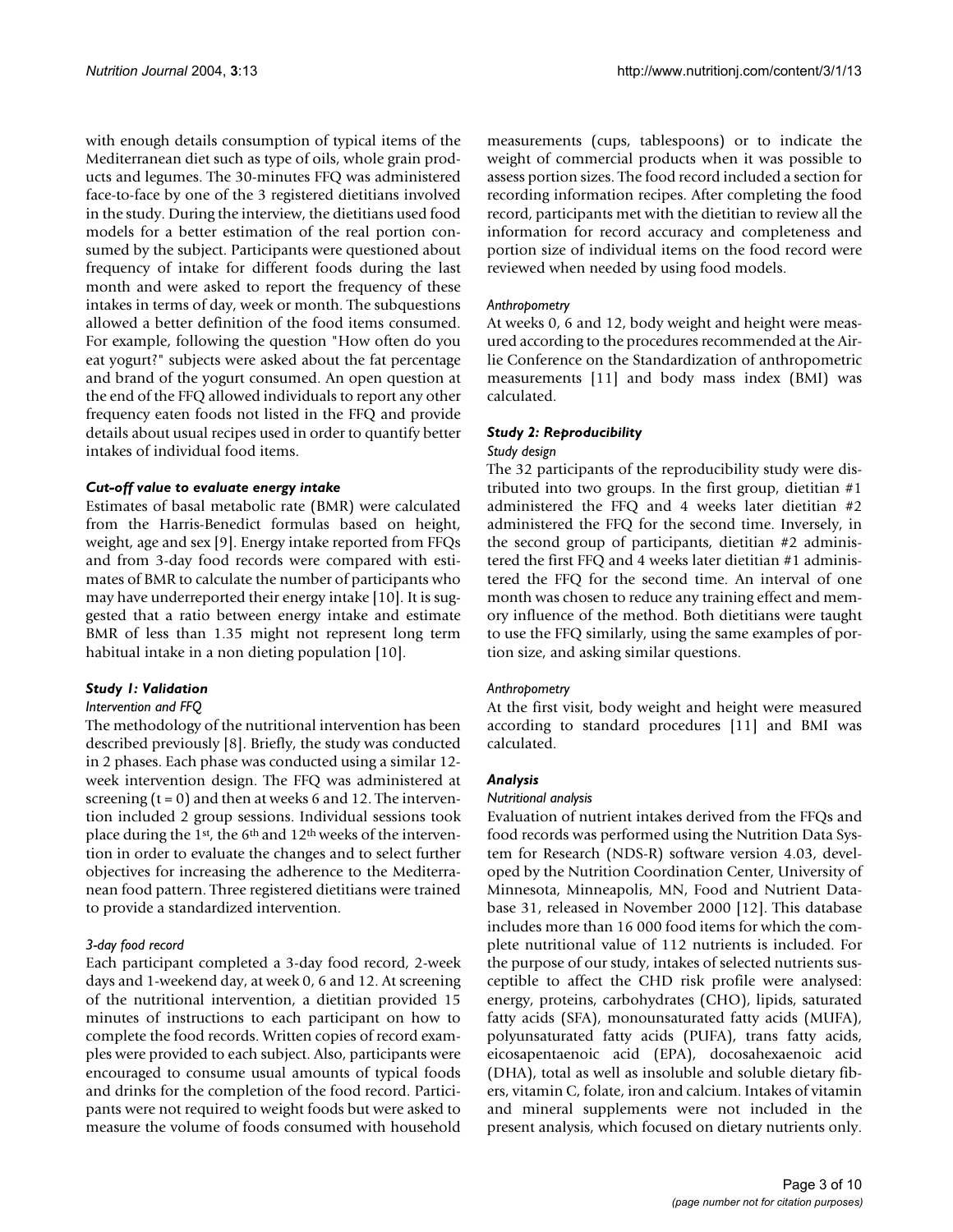with enough details consumption of typical items of the Mediterranean diet such as type of oils, whole grain products and legumes. The 30-minutes FFQ was administered face-to-face by one of the 3 registered dietitians involved in the study. During the interview, the dietitians used food models for a better estimation of the real portion consumed by the subject. Participants were questioned about frequency of intake for different foods during the last month and were asked to report the frequency of these intakes in terms of day, week or month. The subquestions allowed a better definition of the food items consumed. For example, following the question "How often do you eat yogurt?" subjects were asked about the fat percentage and brand of the yogurt consumed. An open question at the end of the FFQ allowed individuals to report any other frequency eaten foods not listed in the FFQ and provide details about usual recipes used in order to quantify better intakes of individual food items.

### *Cut-off value to evaluate energy intake*

Estimates of basal metabolic rate (BMR) were calculated from the Harris-Benedict formulas based on height, weight, age and sex [9]. Energy intake reported from FFQs and from 3-day food records were compared with estimates of BMR to calculate the number of participants who may have underreported their energy intake [10]. It is suggested that a ratio between energy intake and estimate BMR of less than 1.35 might not represent long term habitual intake in a non dieting population [10].

### *Study 1: Validation*

#### *Intervention and FFQ*

The methodology of the nutritional intervention has been described previously [8]. Briefly, the study was conducted in 2 phases. Each phase was conducted using a similar 12-week intervention design. The FFQ was administered at screening ($t = 0$) and then at weeks 6 and 12. The intervention included 2 group sessions. Individual sessions took place during the 1st, the 6th and 12th weeks of the intervention in order to evaluate the changes and to select further objectives for increasing the adherence to the Mediterranean food pattern. Three registered dietitians were trained to provide a standardized intervention.

#### *3-day food record*

Each participant completed a 3-day food record, 2-week days and 1-weekend day, at week 0, 6 and 12. At screening of the nutritional intervention, a dietitian provided 15 minutes of instructions to each participant on how to complete the food records. Written copies of record examples were provided to each subject. Also, participants were encouraged to consume usual amounts of typical foods and drinks for the completion of the food record. Participants were not required to weight foods but were asked to measure the volume of foods consumed with household measurements (cups, tablespoons) or to indicate the weight of commercial products when it was possible to assess portion sizes. The food record included a section for recording information recipes. After completing the food record, participants met with the dietitian to review all the information for record accuracy and completeness and portion size of individual items on the food record were reviewed when needed by using food models.

#### *Anthropometry*

At weeks 0, 6 and 12, body weight and height were measured according to the procedures recommended at the Airlie Conference on the Standardization of anthropometric measurements [11] and body mass index (BMI) was calculated.

### *Study 2: Reproducibility*

#### *Study design*

The 32 participants of the reproducibility study were distributed into two groups. In the first group, dietitian #1 administered the FFQ and 4 weeks later dietitian #2 administered the FFQ for the second time. Inversely, in the second group of participants, dietitian #2 administered the first FFQ and 4 weeks later dietitian #1 administered the FFQ for the second time. An interval of one month was chosen to reduce any training effect and memory influence of the method. Both dietitians were taught to use the FFQ similarly, using the same examples of portion size, and asking similar questions.

#### *Anthropometry*

At the first visit, body weight and height were measured according to standard procedures [11] and BMI was calculated.

### *Analysis*

#### *Nutritional analysis*

Evaluation of nutrient intakes derived from the FFQs and food records was performed using the Nutrition Data System for Research (NDS-R) software version 4.03, developed by the Nutrition Coordination Center, University of Minnesota, Minneapolis, MN, Food and Nutrient Database 31, released in November 2000 [12]. This database includes more than 16 000 food items for which the complete nutritional value of 112 nutrients is included. For the purpose of our study, intakes of selected nutrients susceptible to affect the CHD risk profile were analysed: energy, proteins, carbohydrates (CHO), lipids, saturated fatty acids (SFA), monounsaturated fatty acids (MUFA), polyunsaturated fatty acids (PUFA), trans fatty acids, eicosapentaenoic acid (EPA), docosahexaenoic acid (DHA), total as well as insoluble and soluble dietary fibers, vitamin C, folate, iron and calcium. Intakes of vitamin and mineral supplements were not included in the present analysis, which focused on dietary nutrients only.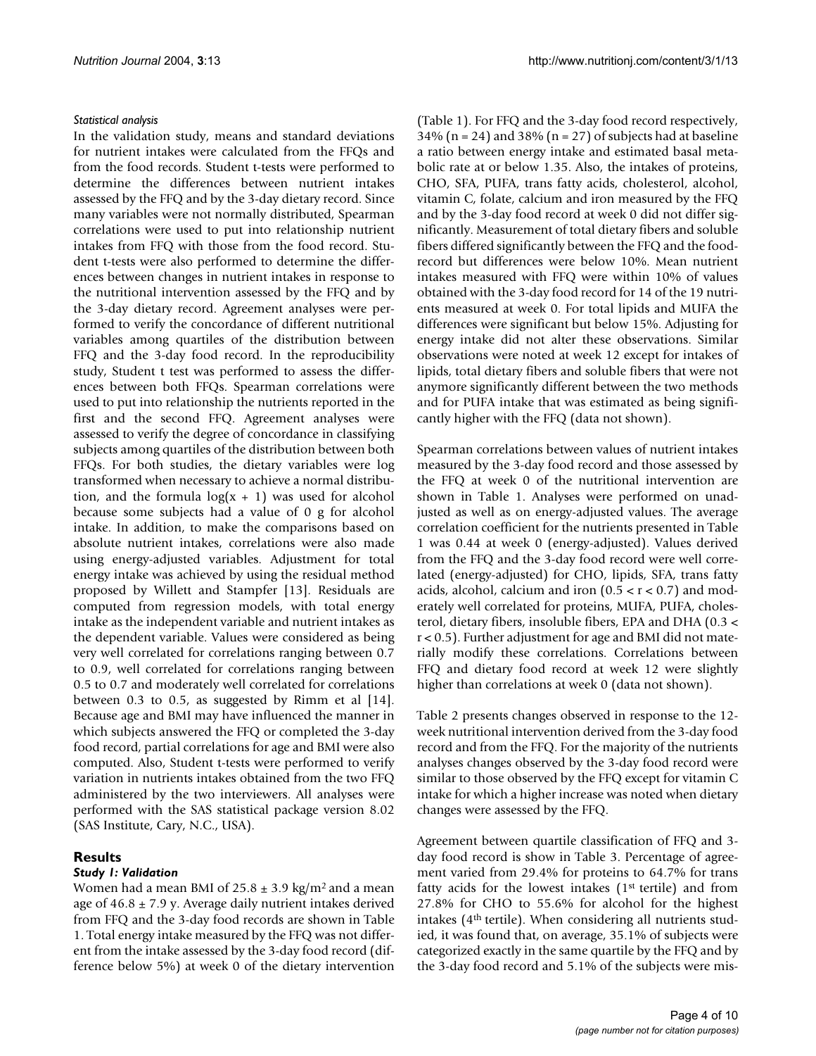*Statistical analysis*

In the validation study, means and standard deviations for nutrient intakes were calculated from the FFQs and from the food records. Student t-tests were performed to determine the differences between nutrient intakes assessed by the FFQ and by the 3-day dietary record. Since many variables were not normally distributed, Spearman correlations were used to put into relationship nutrient intakes from FFQ with those from the food record. Student t-tests were also performed to determine the differences between changes in nutrient intakes in response to the nutritional intervention assessed by the FFQ and by the 3-day dietary record. Agreement analyses were performed to verify the concordance of different nutritional variables among quartiles of the distribution between FFQ and the 3-day food record. In the reproducibility study, Student t test was performed to assess the differences between both FFQs. Spearman correlations were used to put into relationship the nutrients reported in the first and the second FFQ. Agreement analyses were assessed to verify the degree of concordance in classifying subjects among quartiles of the distribution between both FFQs. For both studies, the dietary variables were log transformed when necessary to achieve a normal distribution, and the formula $\log(x + 1)$ was used for alcohol because some subjects had a value of 0 g for alcohol intake. In addition, to make the comparisons based on absolute nutrient intakes, correlations were also made using energy-adjusted variables. Adjustment for total energy intake was achieved by using the residual method proposed by Willett and Stampfer [13]. Residuals are computed from regression models, with total energy intake as the independent variable and nutrient intakes as the dependent variable. Values were considered as being very well correlated for correlations ranging between 0.7 to 0.9, well correlated for correlations ranging between 0.5 to 0.7 and moderately well correlated for correlations between 0.3 to 0.5, as suggested by Rimm et al [14]. Because age and BMI may have influenced the manner in which subjects answered the FFQ or completed the 3-day food record, partial correlations for age and BMI were also computed. Also, Student t-tests were performed to verify variation in nutrients intakes obtained from the two FFQ administered by the two interviewers. All analyses were performed with the SAS statistical package version 8.02 (SAS Institute, Cary, N.C., USA).

## Results

### *Study 1: Validation*

Women had a mean BMI of $25.8 \pm 3.9$ kg/m$^2$ and a mean age of $46.8 \pm 7.9$ y. Average daily nutrient intakes derived from FFQ and the 3-day food records are shown in Table 1. Total energy intake measured by the FFQ was not different from the intake assessed by the 3-day food record (difference below 5%) at week 0 of the dietary intervention (Table 1). For FFQ and the 3-day food record respectively, 34% (n = 24) and 38% (n = 27) of subjects had at baseline a ratio between energy intake and estimated basal metabolic rate at or below 1.35. Also, the intakes of proteins, CHO, SFA, PUFA, trans fatty acids, cholesterol, alcohol, vitamin C, folate, calcium and iron measured by the FFQ and by the 3-day food record at week 0 did not differ significantly. Measurement of total dietary fibers and soluble fibers differed significantly between the FFQ and the food-record but differences were below 10%. Mean nutrient intakes measured with FFQ were within 10% of values obtained with the 3-day food record for 14 of the 19 nutrients measured at week 0. For total lipids and MUFA the differences were significant but below 15%. Adjusting for energy intake did not alter these observations. Similar observations were noted at week 12 except for intakes of lipids, total dietary fibers and soluble fibers that were not anymore significantly different between the two methods and for PUFA intake that was estimated as being significantly higher with the FFQ (data not shown).

Spearman correlations between values of nutrient intakes measured by the 3-day food record and those assessed by the FFQ at week 0 of the nutritional intervention are shown in Table 1. Analyses were performed on unadjusted as well as on energy-adjusted values. The average correlation coefficient for the nutrients presented in Table 1 was 0.44 at week 0 (energy-adjusted). Values derived from the FFQ and the 3-day food record were well correlated (energy-adjusted) for CHO, lipids, SFA, trans fatty acids, alcohol, calcium and iron ($0.5 < r < 0.7$) and moderately well correlated for proteins, MUFA, PUFA, cholesterol, dietary fibers, insoluble fibers, EPA and DHA ($0.3 < r < 0.5$). Further adjustment for age and BMI did not materially modify these correlations. Correlations between FFQ and dietary food record at week 12 were slightly higher than correlations at week 0 (data not shown).

Table 2 presents changes observed in response to the 12-week nutritional intervention derived from the 3-day food record and from the FFQ. For the majority of the nutrients analyses changes observed by the 3-day food record were similar to those observed by the FFQ except for vitamin C intake for which a higher increase was noted when dietary changes were assessed by the FFQ.

Agreement between quartile classification of FFQ and 3-day food record is show in Table 3. Percentage of agreement varied from 29.4% for proteins to 64.7% for trans fatty acids for the lowest intakes (1st tertile) and from 27.8% for CHO to 55.6% for alcohol for the highest intakes (4th tertile). When considering all nutrients studied, it was found that, on average, 35.1% of subjects were categorized exactly in the same quartile by the FFQ and by the 3-day food record and 5.1% of the subjects were mis-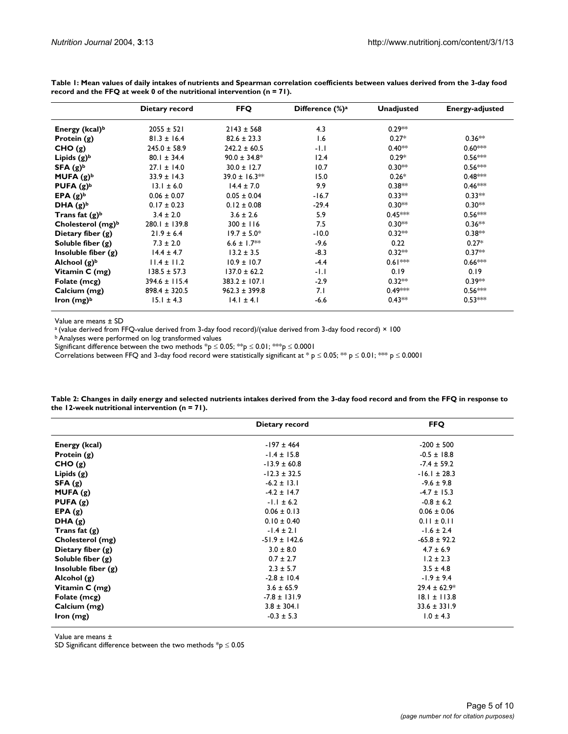**Table 1: Mean values of daily intakes of nutrients and Spearman correlation coefficients between values derived from the 3-day food record and the FFQ at week 0 of the nutritional intervention (n = 71).**

| | Dietary record | FFQ | Difference (%)[a] | Unadjusted | Energy-adjusted |
|---|---|---|---|---|---|
| **Energy (kcal)[b]** | 2055 ± 521 | 2143 ± 568 | 4.3 | 0.29** | |
| **Protein (g)** | 81.3 ± 16.4 | 82.6 ± 23.3 | 1.6 | 0.27* | 0.36** |
| **CHO (g)** | 245.0 ± 58.9 | 242.2 ± 60.5 | -1.1 | 0.40** | 0.60*** |
| **Lipids (g)[b]** | 80.1 ± 34.4 | 90.0 ± 34.8* | 12.4 | 0.29* | 0.56*** |
| **SFA (g)[b]** | 27.1 ± 14.0 | 30.0 ± 12.7 | 10.7 | 0.30** | 0.56*** |
| **MUFA (g)[b]** | 33.9 ± 14.3 | 39.0 ± 16.3** | 15.0 | 0.26* | 0.48*** |
| **PUFA (g)[b]** | 13.1 ± 6.0 | 14.4 ± 7.0 | 9.9 | 0.38** | 0.46*** |
| **EPA (g)[b]** | 0.06 ± 0.07 | 0.05 ± 0.04 | -16.7 | 0.33** | 0.33** |
| **DHA (g)[b]** | 0.17 ± 0.23 | 0.12 ± 0.08 | -29.4 | 0.30** | 0.30** |
| **Trans fat (g)[b]** | 3.4 ± 2.0 | 3.6 ± 2.6 | 5.9 | 0.45*** | 0.56*** |
| **Cholesterol (mg)[b]** | 280.1 ± 139.8 | 300 ± 116 | 7.5 | 0.30** | 0.36** |
| **Dietary fiber (g)** | 21.9 ± 6.4 | 19.7 ± 5.0* | -10.0 | 0.32** | 0.38** |
| **Soluble fiber (g)** | 7.3 ± 2.0 | 6.6 ± 1.7** | -9.6 | 0.22 | 0.27* |
| **Insoluble fiber (g)** | 14.4 ± 4.7 | 13.2 ± 3.5 | -8.3 | 0.32** | 0.37** |
| **Alchool (g)[b]** | 11.4 ± 11.2 | 10.9 ± 10.7 | -4.4 | 0.61*** | 0.66*** |
| **Vitamin C (mg)** | 138.5 ± 57.3 | 137.0 ± 62.2 | -1.1 | 0.19 | 0.19 |
| **Folate (mcg)** | 394.6 ± 115.4 | 383.2 ± 107.1 | -2.9 | 0.32** | 0.39** |
| **Calcium (mg)** | 898.4 ± 320.5 | 962.3 ± 399.8 | 7.1 | 0.49*** | 0.56*** |
| **Iron (mg)[b]** | 15.1 ± 4.3 | 14.1 ± 4.1 | -6.6 | 0.43** | 0.53*** |

Value are means ± SD

[a] (value derived from FFQ-value derived from 3-day food record)/(value derived from 3-day food record) × 100

[b] Analyses were performed on log transformed values

Significant difference between the two methods *$p \leq 0.05$; **$p \leq 0.01$; ***$p \leq 0.0001$

Correlations between FFQ and 3-day food record were statistically significant at * $p \leq 0.05$; ** $p \leq 0.01$; *** $p \leq 0.0001$

**Table 2: Changes in daily energy and selected nutrients intakes derived from the 3-day food record and from the FFQ in response to the 12-week nutritional intervention (n = 71).**

| | Dietary record | FFQ |
|---|---|---|
| **Energy (kcal)** | -197 ± 464 | -200 ± 500 |
| **Protein (g)** | -1.4 ± 15.8 | -0.5 ± 18.8 |
| **CHO (g)** | -13.9 ± 60.8 | -7.4 ± 59.2 |
| **Lipids (g)** | -12.3 ± 32.5 | -16.1 ± 28.3 |
| **SFA (g)** | -6.2 ± 13.1 | -9.6 ± 9.8 |
| **MUFA (g)** | -4.2 ± 14.7 | -4.7 ± 15.3 |
| **PUFA (g)** | -1.1 ± 6.2 | -0.8 ± 6.2 |
| **EPA (g)** | 0.06 ± 0.13 | 0.06 ± 0.06 |
| **DHA (g)** | 0.10 ± 0.40 | 0.11 ± 0.11 |
| **Trans fat (g)** | -1.4 ± 2.1 | -1.6 ± 2.4 |
| **Cholesterol (mg)** | -51.9 ± 142.6 | -65.8 ± 92.2 |
| **Dietary fiber (g)** | 3.0 ± 8.0 | 4.7 ± 6.9 |
| **Soluble fiber (g)** | 0.7 ± 2.7 | 1.2 ± 2.3 |
| **Insoluble fiber (g)** | 2.3 ± 5.7 | 3.5 ± 4.8 |
| **Alcohol (g)** | -2.8 ± 10.4 | -1.9 ± 9.4 |
| **Vitamin C (mg)** | 3.6 ± 65.9 | 29.4 ± 62.9* |
| **Folate (mcg)** | -7.8 ± 131.9 | 18.1 ± 113.8 |
| **Calcium (mg)** | 3.8 ± 304.1 | 33.6 ± 331.9 |
| **Iron (mg)** | -0.3 ± 5.3 | 1.0 ± 4.3 |

Value are means ±

SD Significant difference between the two methods *$p \leq 0.05$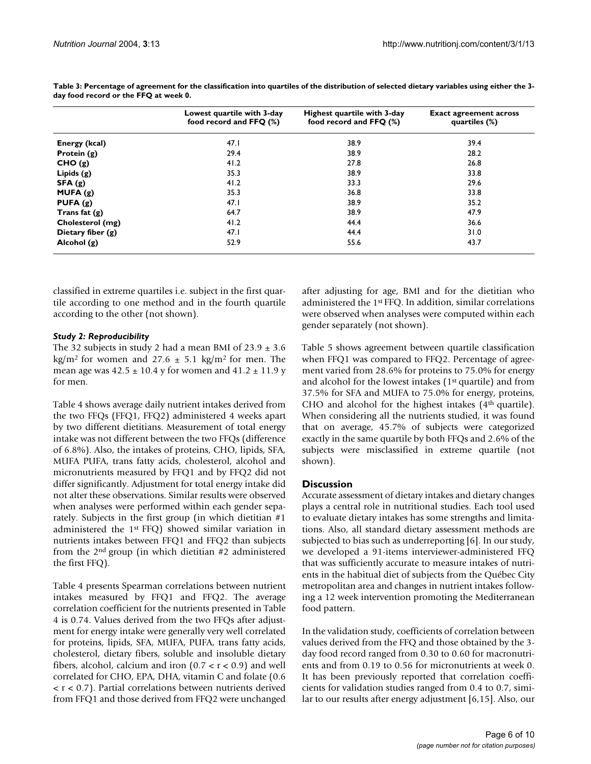**Table 3: Percentage of agreement for the classification into quartiles of the distribution of selected dietary variables using either the 3-day food record or the FFQ at week 0.**

| | Lowest quartile with 3-day food record and FFQ (%) | Highest quartile with 3-day food record and FFQ (%) | Exact agreement across quartiles (%) |
|---|---|---|---|
| **Energy (kcal)** | 47.1 | 38.9 | 39.4 |
| **Protein (g)** | 29.4 | 38.9 | 28.2 |
| **CHO (g)** | 41.2 | 27.8 | 26.8 |
| **Lipids (g)** | 35.3 | 38.9 | 33.8 |
| **SFA (g)** | 41.2 | 33.3 | 29.6 |
| **MUFA (g)** | 35.3 | 36.8 | 33.8 |
| **PUFA (g)** | 47.1 | 38.9 | 35.2 |
| **Trans fat (g)** | 64.7 | 38.9 | 47.9 |
| **Cholesterol (mg)** | 41.2 | 44.4 | 36.6 |
| **Dietary fiber (g)** | 47.1 | 44.4 | 31.0 |
| **Alcohol (g)** | 52.9 | 55.6 | 43.7 |

classified in extreme quartiles i.e. subject in the first quartile according to one method and in the fourth quartile according to the other (not shown).

### *Study 2: Reproducibility*

The 32 subjects in study 2 had a mean BMI of 23.9 ± 3.6 kg/m$^2$ for women and 27.6 ± 5.1 kg/m$^2$ for men. The mean age was 42.5 ± 10.4 y for women and 41.2 ± 11.9 y for men.

Table 4 shows average daily nutrient intakes derived from the two FFQs (FFQ1, FFQ2) administered 4 weeks apart by two different dietitians. Measurement of total energy intake was not different between the two FFQs (difference of 6.8%). Also, the intakes of proteins, CHO, lipids, SFA, MUFA PUFA, trans fatty acids, cholesterol, alcohol and micronutrients measured by FFQ1 and by FFQ2 did not differ significantly. Adjustment for total energy intake did not alter these observations. Similar results were observed when analyses were performed within each gender separately. Subjects in the first group (in which dietitian #1 administered the 1st FFQ) showed similar variation in nutrients intakes between FFQ1 and FFQ2 than subjects from the 2nd group (in which dietitian #2 administered the first FFQ).

Table 4 presents Spearman correlations between nutrient intakes measured by FFQ1 and FFQ2. The average correlation coefficient for the nutrients presented in Table 4 is 0.74. Values derived from the two FFQs after adjustment for energy intake were generally very well correlated for proteins, lipids, SFA, MUFA, PUFA, trans fatty acids, cholesterol, dietary fibers, soluble and insoluble dietary fibers, alcohol, calcium and iron ($0.7 < r < 0.9$) and well correlated for CHO, EPA, DHA, vitamin C and folate ($0.6 < r < 0.7$). Partial correlations between nutrients derived from FFQ1 and those derived from FFQ2 were unchanged after adjusting for age, BMI and for the dietitian who administered the 1st FFQ. In addition, similar correlations were observed when analyses were computed within each gender separately (not shown).

Table 5 shows agreement between quartile classification when FFQ1 was compared to FFQ2. Percentage of agreement varied from 28.6% for proteins to 75.0% for energy and alcohol for the lowest intakes (1st quartile) and from 37.5% for SFA and MUFA to 75.0% for energy, proteins, CHO and alcohol for the highest intakes (4th quartile). When considering all the nutrients studied, it was found that on average, 45.7% of subjects were categorized exactly in the same quartile by both FFQs and 2.6% of the subjects were misclassified in extreme quartile (not shown).

## Discussion

Accurate assessment of dietary intakes and dietary changes plays a central role in nutritional studies. Each tool used to evaluate dietary intakes has some strengths and limitations. Also, all standard dietary assessment methods are subjected to bias such as underreporting [6]. In our study, we developed a 91-items interviewer-administered FFQ that was sufficiently accurate to measure intakes of nutrients in the habitual diet of subjects from the Québec City metropolitan area and changes in nutrient intakes following a 12 week intervention promoting the Mediterranean food pattern.

In the validation study, coefficients of correlation between values derived from the FFQ and those obtained by the 3-day food record ranged from 0.30 to 0.60 for macronutrients and from 0.19 to 0.56 for micronutrients at week 0. It has been previously reported that correlation coefficients for validation studies ranged from 0.4 to 0.7, similar to our results after energy adjustment [6,15]. Also, our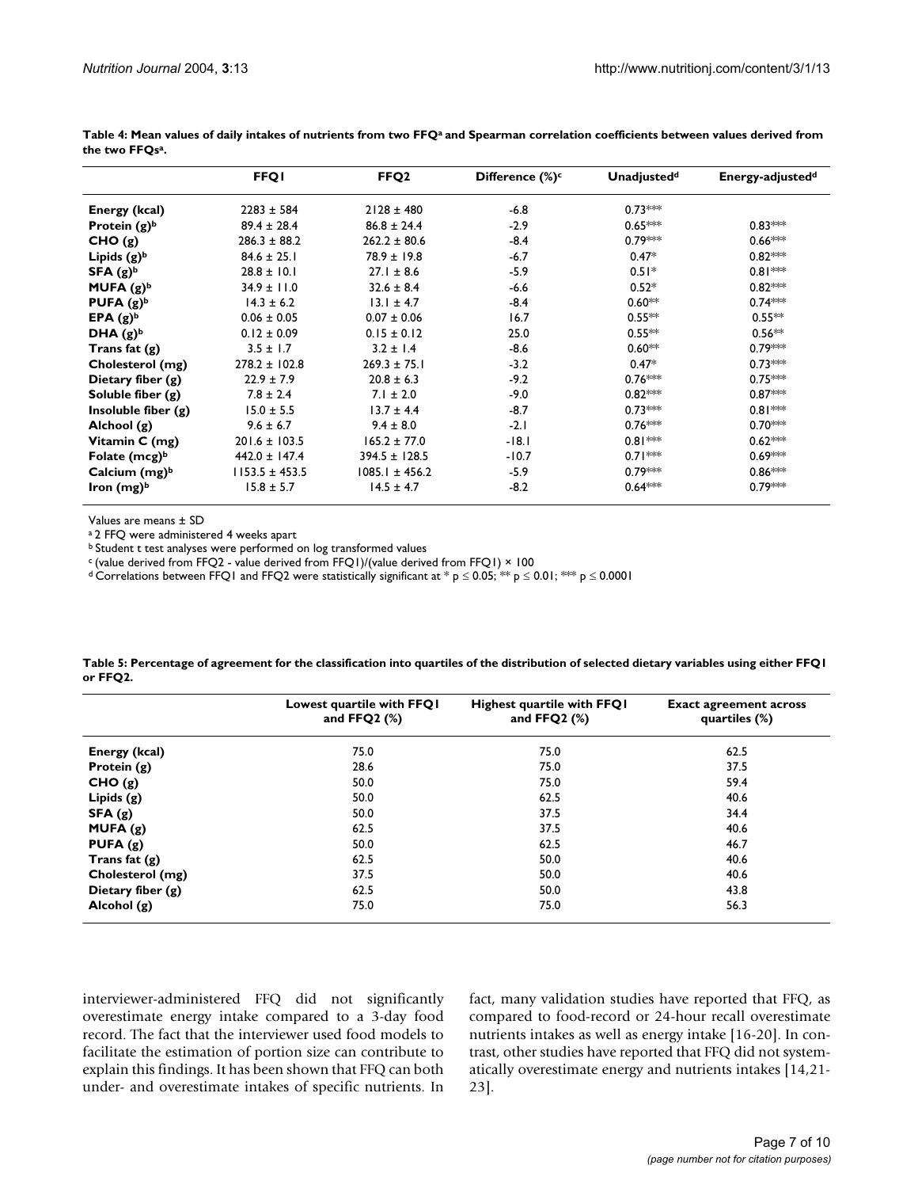**Table 4: Mean values of daily intakes of nutrients from two FFQ[a] and Spearman correlation coefficients between values derived from the two FFQs[a].**

| | FFQ1 | FFQ2 | Difference (%)[c] | Unadjusted[d] | Energy-adjusted[d] |
|---|---|---|---|---|---|
| **Energy (kcal)** | 2283 ± 584 | 2128 ± 480 | -6.8 | 0.73*** | |
| **Protein (g)[b]** | 89.4 ± 28.4 | 86.8 ± 24.4 | -2.9 | 0.65*** | 0.83*** |
| **CHO (g)** | 286.3 ± 88.2 | 262.2 ± 80.6 | -8.4 | 0.79*** | 0.66*** |
| **Lipids (g)[b]** | 84.6 ± 25.1 | 78.9 ± 19.8 | -6.7 | 0.47* | 0.82*** |
| **SFA (g)[b]** | 28.8 ± 10.1 | 27.1 ± 8.6 | -5.9 | 0.51* | 0.81*** |
| **MUFA (g)[b]** | 34.9 ± 11.0 | 32.6 ± 8.4 | -6.6 | 0.52* | 0.82*** |
| **PUFA (g)[b]** | 14.3 ± 6.2 | 13.1 ± 4.7 | -8.4 | 0.60** | 0.74*** |
| **EPA (g)[b]** | 0.06 ± 0.05 | 0.07 ± 0.06 | 16.7 | 0.55** | 0.55** |
| **DHA (g)[b]** | 0.12 ± 0.09 | 0.15 ± 0.12 | 25.0 | 0.55** | 0.56** |
| **Trans fat (g)** | 3.5 ± 1.7 | 3.2 ± 1.4 | -8.6 | 0.60** | 0.79*** |
| **Cholesterol (mg)** | 278.2 ± 102.8 | 269.3 ± 75.1 | -3.2 | 0.47* | 0.73*** |
| **Dietary fiber (g)** | 22.9 ± 7.9 | 20.8 ± 6.3 | -9.2 | 0.76*** | 0.75*** |
| **Soluble fiber (g)** | 7.8 ± 2.4 | 7.1 ± 2.0 | -9.0 | 0.82*** | 0.87*** |
| **Insoluble fiber (g)** | 15.0 ± 5.5 | 13.7 ± 4.4 | -8.7 | 0.73*** | 0.81*** |
| **Alchool (g)** | 9.6 ± 6.7 | 9.4 ± 8.0 | -2.1 | 0.76*** | 0.70*** |
| **Vitamin C (mg)** | 201.6 ± 103.5 | 165.2 ± 77.0 | -18.1 | 0.81*** | 0.62*** |
| **Folate (mcg)[b]** | 442.0 ± 147.4 | 394.5 ± 128.5 | -10.7 | 0.71*** | 0.69*** |
| **Calcium (mg)[b]** | 1153.5 ± 453.5 | 1085.1 ± 456.2 | -5.9 | 0.79*** | 0.86*** |
| **Iron (mg)[b]** | 15.8 ± 5.7 | 14.5 ± 4.7 | -8.2 | 0.64*** | 0.79*** |

Values are means ± SD

[a] 2 FFQ were administered 4 weeks apart

[b] Student t test analyses were performed on log transformed values

[c] (value derived from FFQ2 - value derived from FFQ1)/(value derived from FFQ1) × 100

[d] Correlations between FFQ1 and FFQ2 were statistically significant at * $p \leq 0.05$; ** $p \leq 0.01$; *** $p \leq 0.0001$

**Table 5: Percentage of agreement for the classification into quartiles of the distribution of selected dietary variables using either FFQ1 or FFQ2.**

| | Lowest quartile with FFQ1 and FFQ2 (%) | Highest quartile with FFQ1 and FFQ2 (%) | Exact agreement across quartiles (%) |
|---|---|---|---|
| **Energy (kcal)** | 75.0 | 75.0 | 62.5 |
| **Protein (g)** | 28.6 | 75.0 | 37.5 |
| **CHO (g)** | 50.0 | 75.0 | 59.4 |
| **Lipids (g)** | 50.0 | 62.5 | 40.6 |
| **SFA (g)** | 50.0 | 37.5 | 34.4 |
| **MUFA (g)** | 62.5 | 37.5 | 40.6 |
| **PUFA (g)** | 50.0 | 62.5 | 46.7 |
| **Trans fat (g)** | 62.5 | 50.0 | 40.6 |
| **Cholesterol (mg)** | 37.5 | 50.0 | 40.6 |
| **Dietary fiber (g)** | 62.5 | 50.0 | 43.8 |
| **Alcohol (g)** | 75.0 | 75.0 | 56.3 |

interviewer-administered FFQ did not significantly overestimate energy intake compared to a 3-day food record. The fact that the interviewer used food models to facilitate the estimation of portion size can contribute to explain this findings. It has been shown that FFQ can both under- and overestimate intakes of specific nutrients. In fact, many validation studies have reported that FFQ, as compared to food-record or 24-hour recall overestimate nutrients intakes as well as energy intake [16-20]. In contrast, other studies have reported that FFQ did not systematically overestimate energy and nutrients intakes [14,21-23].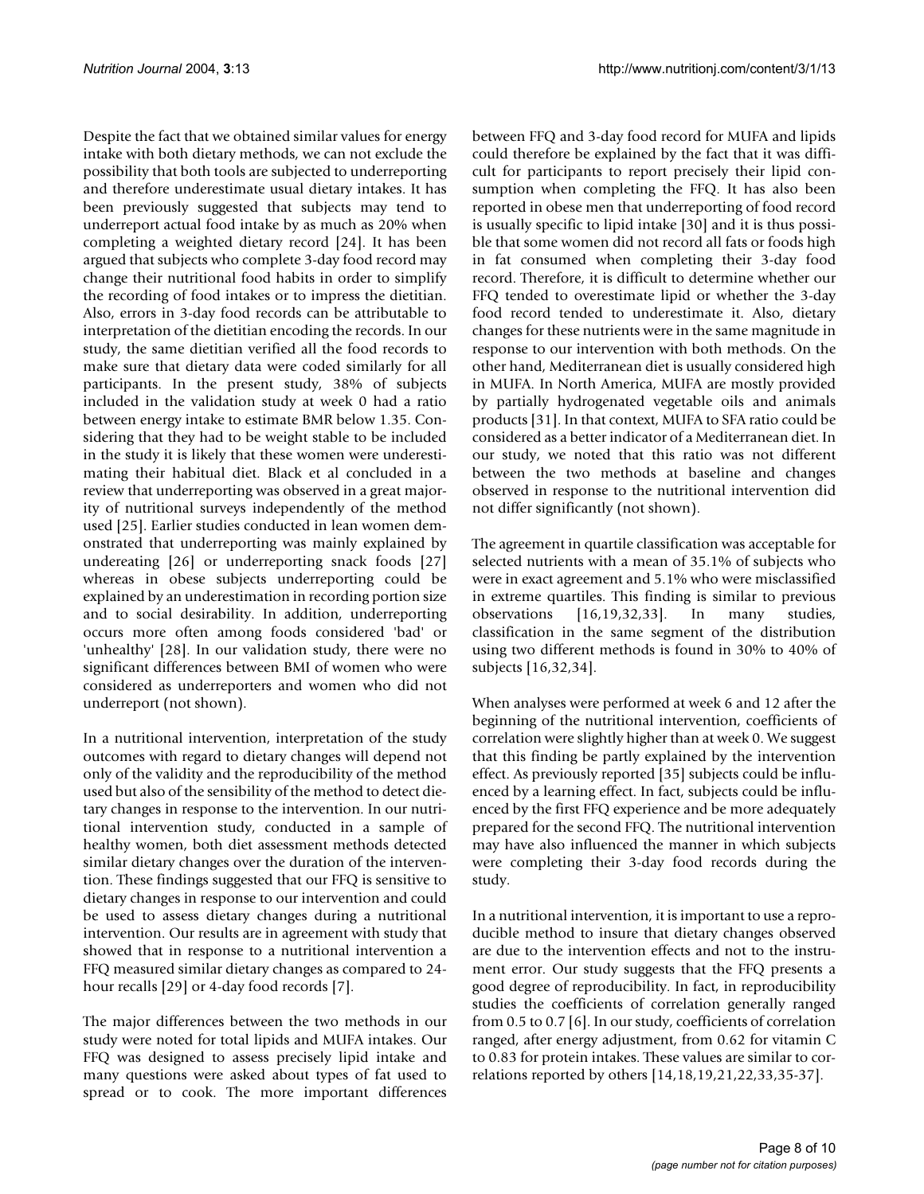Despite the fact that we obtained similar values for energy intake with both dietary methods, we can not exclude the possibility that both tools are subjected to underreporting and therefore underestimate usual dietary intakes. It has been previously suggested that subjects may tend to underreport actual food intake by as much as 20% when completing a weighted dietary record [24]. It has been argued that subjects who complete 3-day food record may change their nutritional food habits in order to simplify the recording of food intakes or to impress the dietitian. Also, errors in 3-day food records can be attributable to interpretation of the dietitian encoding the records. In our study, the same dietitian verified all the food records to make sure that dietary data were coded similarly for all participants. In the present study, 38% of subjects included in the validation study at week 0 had a ratio between energy intake to estimate BMR below 1.35. Considering that they had to be weight stable to be included in the study it is likely that these women were underestimating their habitual diet. Black et al concluded in a review that underreporting was observed in a great majority of nutritional surveys independently of the method used [25]. Earlier studies conducted in lean women demonstrated that underreporting was mainly explained by undereating [26] or underreporting snack foods [27] whereas in obese subjects underreporting could be explained by an underestimation in recording portion size and to social desirability. In addition, underreporting occurs more often among foods considered 'bad' or 'unhealthy' [28]. In our validation study, there were no significant differences between BMI of women who were considered as underreporters and women who did not underreport (not shown).

In a nutritional intervention, interpretation of the study outcomes with regard to dietary changes will depend not only of the validity and the reproducibility of the method used but also of the sensibility of the method to detect dietary changes in response to the intervention. In our nutritional intervention study, conducted in a sample of healthy women, both diet assessment methods detected similar dietary changes over the duration of the intervention. These findings suggested that our FFQ is sensitive to dietary changes in response to our intervention and could be used to assess dietary changes during a nutritional intervention. Our results are in agreement with study that showed that in response to a nutritional intervention a FFQ measured similar dietary changes as compared to 24-hour recalls [29] or 4-day food records [7].

The major differences between the two methods in our study were noted for total lipids and MUFA intakes. Our FFQ was designed to assess precisely lipid intake and many questions were asked about types of fat used to spread or to cook. The more important differences between FFQ and 3-day food record for MUFA and lipids could therefore be explained by the fact that it was difficult for participants to report precisely their lipid consumption when completing the FFQ. It has also been reported in obese men that underreporting of food record is usually specific to lipid intake [30] and it is thus possible that some women did not record all fats or foods high in fat consumed when completing their 3-day food record. Therefore, it is difficult to determine whether our FFQ tended to overestimate lipid or whether the 3-day food record tended to underestimate it. Also, dietary changes for these nutrients were in the same magnitude in response to our intervention with both methods. On the other hand, Mediterranean diet is usually considered high in MUFA. In North America, MUFA are mostly provided by partially hydrogenated vegetable oils and animals products [31]. In that context, MUFA to SFA ratio could be considered as a better indicator of a Mediterranean diet. In our study, we noted that this ratio was not different between the two methods at baseline and changes observed in response to the nutritional intervention did not differ significantly (not shown).

The agreement in quartile classification was acceptable for selected nutrients with a mean of 35.1% of subjects who were in exact agreement and 5.1% who were misclassified in extreme quartiles. This finding is similar to previous observations [16,19,32,33]. In many studies, classification in the same segment of the distribution using two different methods is found in 30% to 40% of subjects [16,32,34].

When analyses were performed at week 6 and 12 after the beginning of the nutritional intervention, coefficients of correlation were slightly higher than at week 0. We suggest that this finding be partly explained by the intervention effect. As previously reported [35] subjects could be influenced by a learning effect. In fact, subjects could be influenced by the first FFQ experience and be more adequately prepared for the second FFQ. The nutritional intervention may have also influenced the manner in which subjects were completing their 3-day food records during the study.

In a nutritional intervention, it is important to use a reproducible method to insure that dietary changes observed are due to the intervention effects and not to the instrument error. Our study suggests that the FFQ presents a good degree of reproducibility. In fact, in reproducibility studies the coefficients of correlation generally ranged from 0.5 to 0.7 [6]. In our study, coefficients of correlation ranged, after energy adjustment, from 0.62 for vitamin C to 0.83 for protein intakes. These values are similar to correlations reported by others [14,18,19,21,22,33,35-37].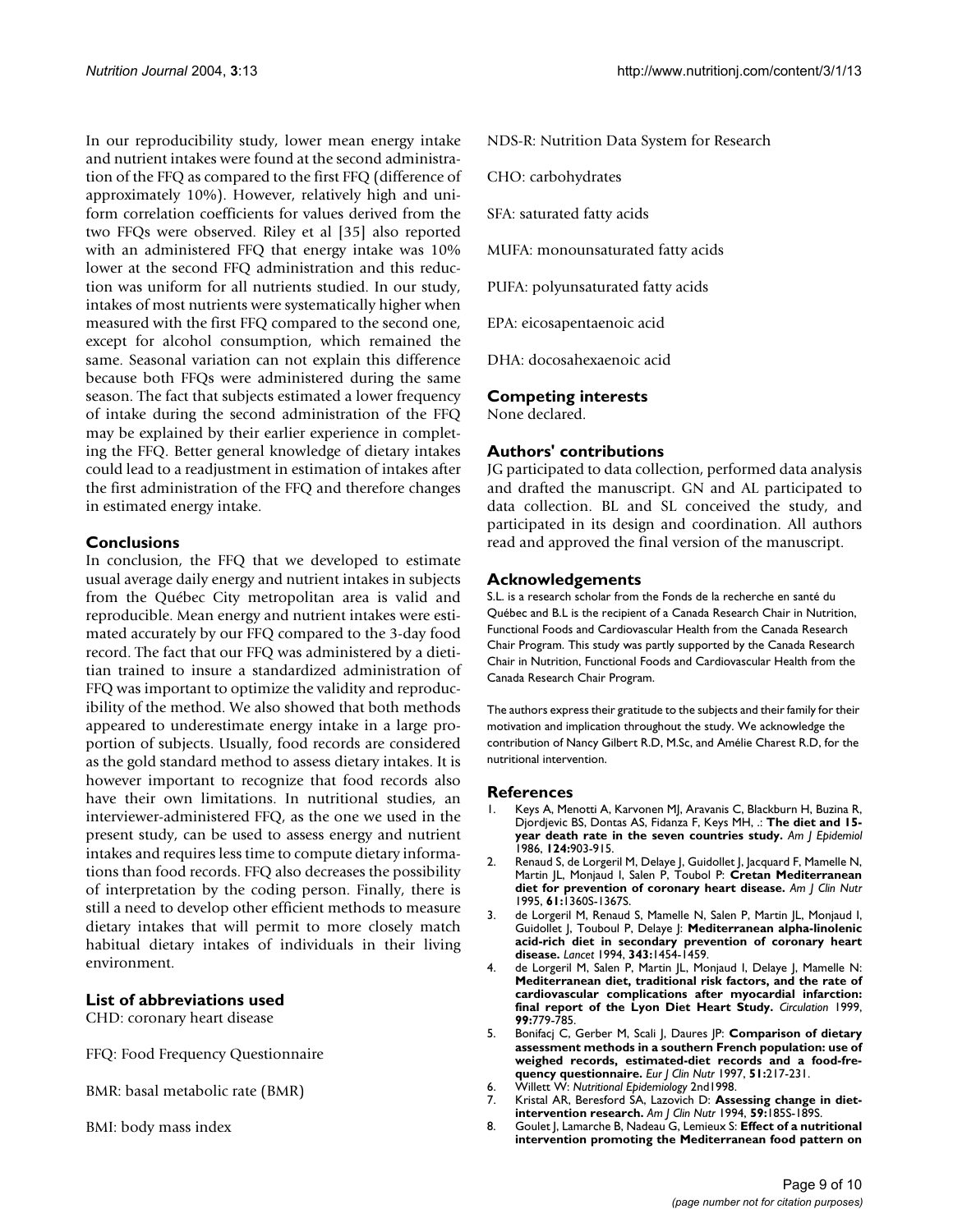In our reproducibility study, lower mean energy intake and nutrient intakes were found at the second administration of the FFQ as compared to the first FFQ (difference of approximately 10%). However, relatively high and uniform correlation coefficients for values derived from the two FFQs were observed. Riley et al [35] also reported with an administered FFQ that energy intake was 10% lower at the second FFQ administration and this reduction was uniform for all nutrients studied. In our study, intakes of most nutrients were systematically higher when measured with the first FFQ compared to the second one, except for alcohol consumption, which remained the same. Seasonal variation can not explain this difference because both FFQs were administered during the same season. The fact that subjects estimated a lower frequency of intake during the second administration of the FFQ may be explained by their earlier experience in completing the FFQ. Better general knowledge of dietary intakes could lead to a readjustment in estimation of intakes after the first administration of the FFQ and therefore changes in estimated energy intake.

## Conclusions

In conclusion, the FFQ that we developed to estimate usual average daily energy and nutrient intakes in subjects from the Québec City metropolitan area is valid and reproducible. Mean energy and nutrient intakes were estimated accurately by our FFQ compared to the 3-day food record. The fact that our FFQ was administered by a dietitian trained to insure a standardized administration of FFQ was important to optimize the validity and reproducibility of the method. We also showed that both methods appeared to underestimate energy intake in a large proportion of subjects. Usually, food records are considered as the gold standard method to assess dietary intakes. It is however important to recognize that food records also have their own limitations. In nutritional studies, an interviewer-administered FFQ, as the one we used in the present study, can be used to assess energy and nutrient intakes and requires less time to compute dietary informations than food records. FFQ also decreases the possibility of interpretation by the coding person. Finally, there is still a need to develop other efficient methods to measure dietary intakes that will permit to more closely match habitual dietary intakes of individuals in their living environment.

## List of abbreviations used

CHD: coronary heart disease

FFQ: Food Frequency Questionnaire

BMR: basal metabolic rate (BMR)

BMI: body mass index

NDS-R: Nutrition Data System for Research

CHO: carbohydrates

SFA: saturated fatty acids

MUFA: monounsaturated fatty acids

PUFA: polyunsaturated fatty acids

EPA: eicosapentaenoic acid

DHA: docosahexaenoic acid

## Competing interests

None declared.

## Authors' contributions

JG participated to data collection, performed data analysis and drafted the manuscript. GN and AL participated to data collection. BL and SL conceived the study, and participated in its design and coordination. All authors read and approved the final version of the manuscript.

## Acknowledgements

S.L. is a research scholar from the Fonds de la recherche en santé du Québec and B.L is the recipient of a Canada Research Chair in Nutrition, Functional Foods and Cardiovascular Health from the Canada Research Chair Program. This study was partly supported by the Canada Research Chair in Nutrition, Functional Foods and Cardiovascular Health from the Canada Research Chair Program.

The authors express their gratitude to the subjects and their family for their motivation and implication throughout the study. We acknowledge the contribution of Nancy Gilbert R.D, M.Sc, and Amélie Charest R.D, for the nutritional intervention.

## References

1. Keys A, Menotti A, Karvonen MJ, Aravanis C, Blackburn H, Buzina R, Djordjevic BS, Dontas AS, Fidanza F, Keys MH, .: **The diet and 15-year death rate in the seven countries study.** *Am J Epidemiol* 1986, **124:**903-915.
2. Renaud S, de Lorgeril M, Delaye J, Guidollet J, Jacquard F, Mamelle N, Martin JL, Monjaud I, Salen P, Toubol P: **Cretan Mediterranean diet for prevention of coronary heart disease.** *Am J Clin Nutr* 1995, **61:**1360S-1367S.
3. de Lorgeril M, Renaud S, Mamelle N, Salen P, Martin JL, Monjaud I, Guidollet J, Touboul P, Delaye J: **Mediterranean alpha-linolenic acid-rich diet in secondary prevention of coronary heart disease.** *Lancet* 1994, **343:**1454-1459.
4. de Lorgeril M, Salen P, Martin JL, Monjaud I, Delaye J, Mamelle N: **Mediterranean diet, traditional risk factors, and the rate of cardiovascular complications after myocardial infarction: final report of the Lyon Diet Heart Study.** *Circulation* 1999, **99:**779-785.
5. Bonifacj C, Gerber M, Scali J, Daures JP: **Comparison of dietary assessment methods in a southern French population: use of weighed records, estimated-diet records and a food-frequency questionnaire.** *Eur J Clin Nutr* 1997, **51:**217-231.
6. Willett W: *Nutritional Epidemiology* 2nd1998.
7. Kristal AR, Beresford SA, Lazovich D: **Assessing change in diet-intervention research.** *Am J Clin Nutr* 1994, **59:**185S-189S.
8. Goulet J, Lamarche B, Nadeau G, Lemieux S: **Effect of a nutritional intervention promoting the Mediterranean food pattern on**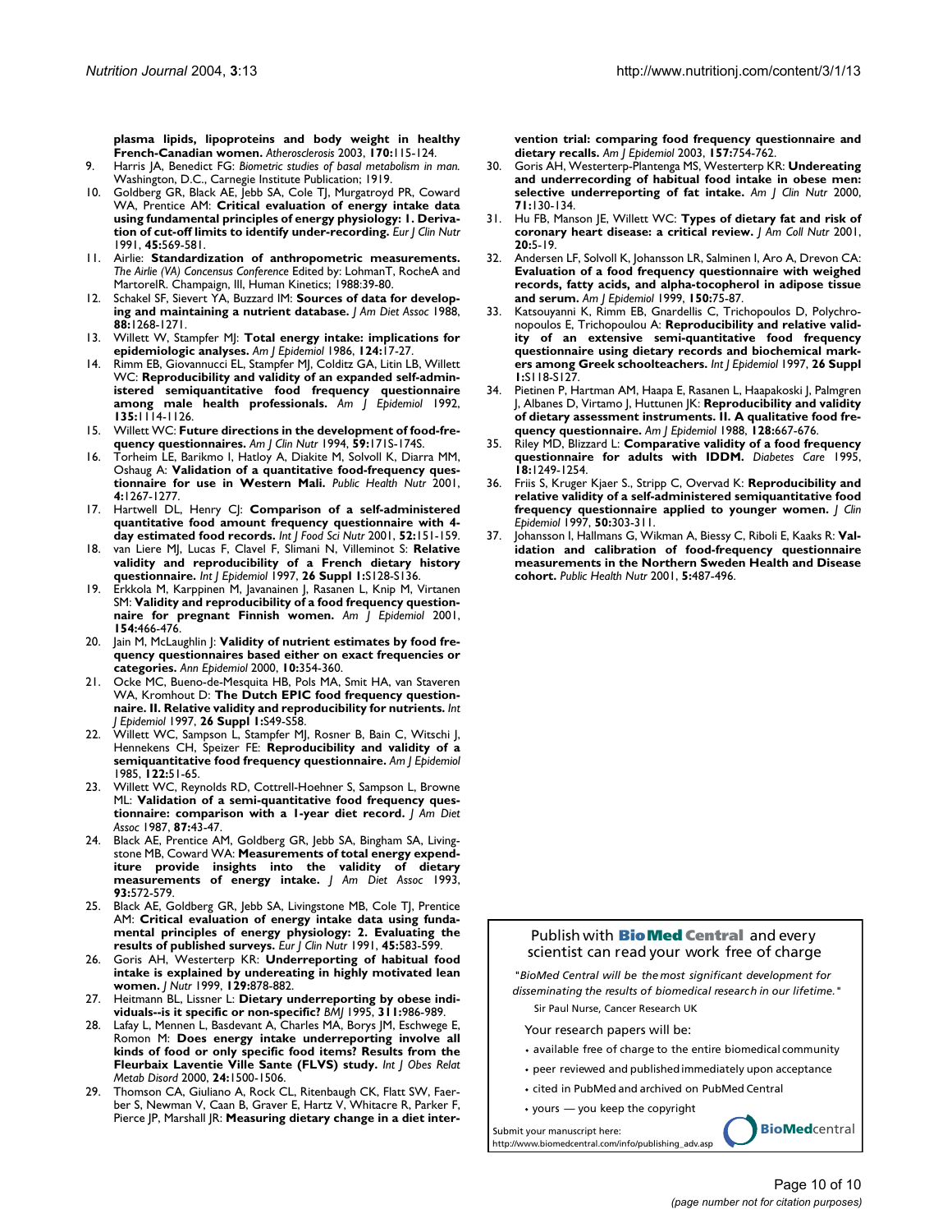**plasma lipids, lipoproteins and body weight in healthy French-Canadian women.** *Atherosclerosis* 2003, **170:**115-124.

9. Harris JA, Benedict FG: *Biometric studies of basal metabolism in man.* Washington, D.C., Carnegie Institute Publication; 1919.
10. Goldberg GR, Black AE, Jebb SA, Cole TJ, Murgatroyd PR, Coward WA, Prentice AM: **Critical evaluation of energy intake data using fundamental principles of energy physiology: 1. Derivation of cut-off limits to identify under-recording.** *Eur J Clin Nutr* 1991, **45:**569-581.
11. Airlie: **Standardization of anthropometric measurements.** *The Airlie (VA) Concensus Conference* Edited by: LohmanT, RocheA and MartorelR. Champaign, Ill, Human Kinetics; 1988:39-80.
12. Schakel SF, Sievert YA, Buzzard IM: **Sources of data for developing and maintaining a nutrient database.** *J Am Diet Assoc* 1988, **88:**1268-1271.
13. Willett W, Stampfer MJ: **Total energy intake: implications for epidemiologic analyses.** *Am J Epidemiol* 1986, **124:**17-27.
14. Rimm EB, Giovannucci EL, Stampfer MJ, Colditz GA, Litin LB, Willett WC: **Reproducibility and validity of an expanded self-administered semiquantitative food frequency questionnaire among male health professionals.** *Am J Epidemiol* 1992, **135:**1114-1126.
15. Willett WC: **Future directions in the development of food-frequency questionnaires.** *Am J Clin Nutr* 1994, **59:**171S-174S.
16. Torheim LE, Barikmo I, Hatloy A, Diakite M, Solvoll K, Diarra MM, Oshaug A: **Validation of a quantitative food-frequency questionnaire for use in Western Mali.** *Public Health Nutr* 2001, **4:**1267-1277.
17. Hartwell DL, Henry CJ: **Comparison of a self-administered quantitative food amount frequency questionnaire with 4-day estimated food records.** *Int J Food Sci Nutr* 2001, **52:**151-159.
18. van Liere MJ, Lucas F, Clavel F, Slimani N, Villeminot S: **Relative validity and reproducibility of a French dietary history questionnaire.** *Int J Epidemiol* 1997, **26 Suppl 1:**S128-S136.
19. Erkkola M, Karppinen M, Javanainen J, Rasanen L, Knip M, Virtanen SM: **Validity and reproducibility of a food frequency questionnaire for pregnant Finnish women.** *Am J Epidemiol* 2001, **154:**466-476.
20. Jain M, McLaughlin J: **Validity of nutrient estimates by food frequency questionnaires based either on exact frequencies or categories.** *Ann Epidemiol* 2000, **10:**354-360.
21. Ocke MC, Bueno-de-Mesquita HB, Pols MA, Smit HA, van Staveren WA, Kromhout D: **The Dutch EPIC food frequency questionnaire. II. Relative validity and reproducibility for nutrients.** *Int J Epidemiol* 1997, **26 Suppl 1:**S49-S58.
22. Willett WC, Sampson L, Stampfer MJ, Rosner B, Bain C, Witschi J, Hennekens CH, Speizer FE: **Reproducibility and validity of a semiquantitative food frequency questionnaire.** *Am J Epidemiol* 1985, **122:**51-65.
23. Willett WC, Reynolds RD, Cottrell-Hoehner S, Sampson L, Browne ML: **Validation of a semi-quantitative food frequency questionnaire: comparison with a 1-year diet record.** *J Am Diet Assoc* 1987, **87:**43-47.
24. Black AE, Prentice AM, Goldberg GR, Jebb SA, Bingham SA, Livingstone MB, Coward WA: **Measurements of total energy expenditure provide insights into the validity of dietary measurements of energy intake.** *J Am Diet Assoc* 1993, **93:**572-579.
25. Black AE, Goldberg GR, Jebb SA, Livingstone MB, Cole TJ, Prentice AM: **Critical evaluation of energy intake data using fundamental principles of energy physiology: 2. Evaluating the results of published surveys.** *Eur J Clin Nutr* 1991, **45:**583-599.
26. Goris AH, Westerterp KR: **Underreporting of habitual food intake is explained by undereating in highly motivated lean women.** *J Nutr* 1999, **129:**878-882.
27. Heitmann BL, Lissner L: **Dietary underreporting by obese individuals--is it specific or non-specific?** *BMJ* 1995, **311:**986-989.
28. Lafay L, Mennen L, Basdevant A, Charles MA, Borys JM, Eschwege E, Romon M: **Does energy intake underreporting involve all kinds of food or only specific food items? Results from the Fleurbaix Laventie Ville Sante (FLVS) study.** *Int J Obes Relat Metab Disord* 2000, **24:**1500-1506.
29. Thomson CA, Giuliano A, Rock CL, Ritenbaugh CK, Flatt SW, Faerber S, Newman V, Caan B, Graver E, Hartz V, Whitacre R, Parker F, Pierce JP, Marshall JR: **Measuring dietary change in a diet intervention trial: comparing food frequency questionnaire and dietary recalls.** *Am J Epidemiol* 2003, **157:**754-762.
30. Goris AH, Westerterp-Plantenga MS, Westerterp KR: **Undereating and underrecording of habitual food intake in obese men: selective underreporting of fat intake.** *Am J Clin Nutr* 2000, **71:**130-134.
31. Hu FB, Manson JE, Willett WC: **Types of dietary fat and risk of coronary heart disease: a critical review.** *J Am Coll Nutr* 2001, **20:**5-19.
32. Andersen LF, Solvoll K, Johansson LR, Salminen I, Aro A, Drevon CA: **Evaluation of a food frequency questionnaire with weighed records, fatty acids, and alpha-tocopherol in adipose tissue and serum.** *Am J Epidemiol* 1999, **150:**75-87.
33. Katsouyanni K, Rimm EB, Gnardellis C, Trichopoulos D, Polychronopoulos E, Trichopoulou A: **Reproducibility and relative validity of an extensive semi-quantitative food frequency questionnaire using dietary records and biochemical markers among Greek schoolteachers.** *Int J Epidemiol* 1997, **26 Suppl 1:**S118-S127.
34. Pietinen P, Hartman AM, Haapa E, Rasanen L, Haapakoski J, Palmgren J, Albanes D, Virtamo J, Huttunen JK: **Reproducibility and validity of dietary assessment instruments. II. A qualitative food frequency questionnaire.** *Am J Epidemiol* 1988, **128:**667-676.
35. Riley MD, Blizzard L: **Comparative validity of a food frequency questionnaire for adults with IDDM.** *Diabetes Care* 1995, **18:**1249-1254.
36. Friis S, Kruger Kjaer S., Stripp C, Overvad K: **Reproducibility and relative validity of a self-administered semiquantitative food frequency questionnaire applied to younger women.** *J Clin Epidemiol* 1997, **50:**303-311.
37. Johansson I, Hallmans G, Wikman A, Biessy C, Riboli E, Kaaks R: **Validation and calibration of food-frequency questionnaire measurements in the Northern Sweden Health and Disease cohort.** *Public Health Nutr* 2001, **5:**487-496.

Publish with **BioMed Central** and every scientist can read your work free of charge

*"BioMed Central will be the most significant development for disseminating the results of biomedical research in our lifetime."*

Sir Paul Nurse, Cancer Research UK

Your research papers will be:

- available free of charge to the entire biomedical community
- peer reviewed and published immediately upon acceptance
- cited in PubMed and archived on PubMed Central
- yours — you keep the copyright

Submit your manuscript here:
http://www.biomedcentral.com/info/publishing_adv.asp

**BioMed**central